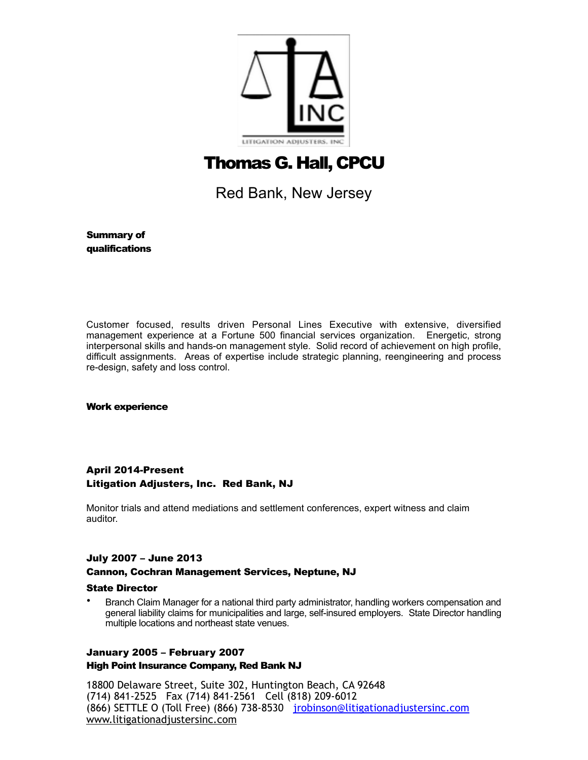# Thomas G. Hall, CPCU

Red Bank, New Jersey

**Summary of qualifications**

Customer focused, results driven Personal Lines Executive with extensive, diversified management experience at a Fortune 500 financial services organization. Energetic, strong interpersonal skills and hands-on management style. Solid record of achievement on high profile, difficult assignments. Areas of expertise include strategic planning, reengineering and process re-design, safety and loss control.

**Work experience**

**April 2014-Present**
**Litigation Adjusters, Inc. Red Bank, NJ**

Monitor trials and attend mediations and settlement conferences, expert witness and claim auditor.

**July 2007 – June 2013**
**Cannon, Cochran Management Services, Neptune, NJ**

**State Director**

- Branch Claim Manager for a national third party administrator, handling workers compensation and general liability claims for municipalities and large, self-insured employers. State Director handling multiple locations and northeast state venues.

**January 2005 – February 2007**
**High Point Insurance Company, Red Bank NJ**

18800 Delaware Street, Suite 302, Huntington Beach, CA 92648
(714) 841-2525 Fax (714) 841-2561 Cell (818) 209-6012
(866) SETTLE O (Toll Free) (866) 738-8530 jrobinson@litigationadjustersinc.com
www.litigationadjustersinc.com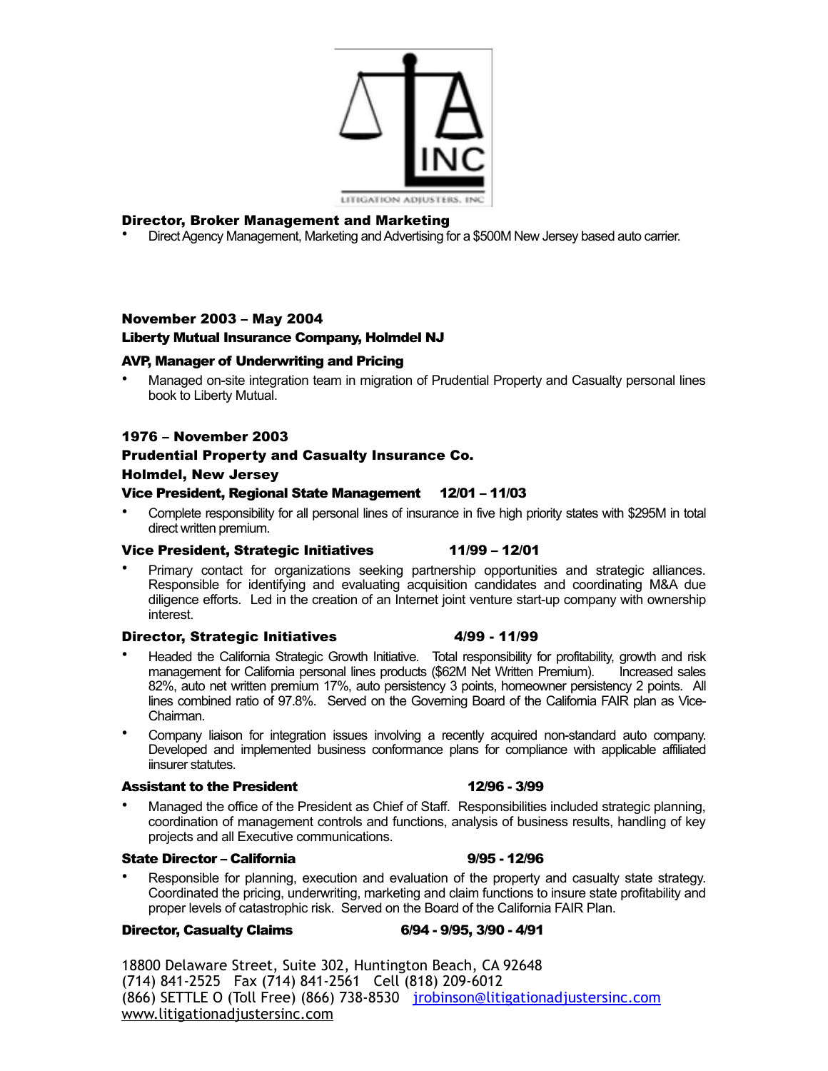**Director, Broker Management and Marketing**

- Direct Agency Management, Marketing and Advertising for a $500M New Jersey based auto carrier.

**November 2003 – May 2004**

**Liberty Mutual Insurance Company, Holmdel NJ**

**AVP, Manager of Underwriting and Pricing**

- Managed on-site integration team in migration of Prudential Property and Casualty personal lines book to Liberty Mutual.

**1976 – November 2003**

**Prudential Property and Casualty Insurance Co.**

**Holmdel, New Jersey**

**Vice President, Regional State Management 12/01 – 11/03**

- Complete responsibility for all personal lines of insurance in five high priority states with $295M in total direct written premium.

**Vice President, Strategic Initiatives 11/99 – 12/01**

- Primary contact for organizations seeking partnership opportunities and strategic alliances. Responsible for identifying and evaluating acquisition candidates and coordinating M&A due diligence efforts. Led in the creation of an Internet joint venture start-up company with ownership interest.

**Director, Strategic Initiatives 4/99 - 11/99**

- Headed the California Strategic Growth Initiative. Total responsibility for profitability, growth and risk management for California personal lines products ($62M Net Written Premium). Increased sales 82%, auto net written premium 17%, auto persistency 3 points, homeowner persistency 2 points. All lines combined ratio of 97.8%. Served on the Governing Board of the California FAIR plan as Vice-Chairman.
- Company liaison for integration issues involving a recently acquired non-standard auto company. Developed and implemented business conformance plans for compliance with applicable affiliated iinsurer statutes.

**Assistant to the President 12/96 - 3/99**

- Managed the office of the President as Chief of Staff. Responsibilities included strategic planning, coordination of management controls and functions, analysis of business results, handling of key projects and all Executive communications.

**State Director – California 9/95 - 12/96**

- Responsible for planning, execution and evaluation of the property and casualty state strategy. Coordinated the pricing, underwriting, marketing and claim functions to insure state profitability and proper levels of catastrophic risk. Served on the Board of the California FAIR Plan.

**Director, Casualty Claims 6/94 - 9/95, 3/90 - 4/91**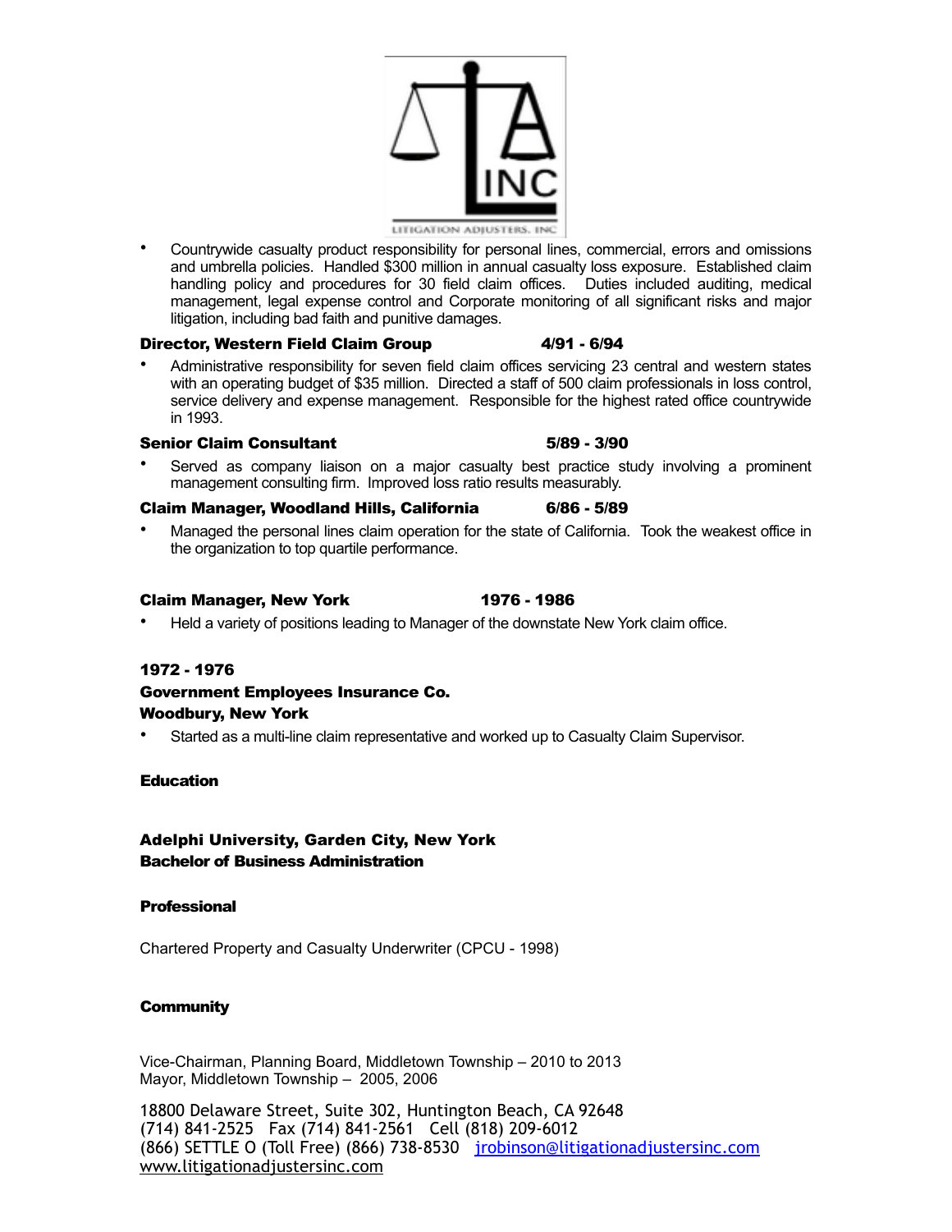- Countrywide casualty product responsibility for personal lines, commercial, errors and omissions and umbrella policies. Handled $300 million in annual casualty loss exposure. Established claim handling policy and procedures for 30 field claim offices. Duties included auditing, medical management, legal expense control and Corporate monitoring of all significant risks and major litigation, including bad faith and punitive damages.

**Director, Western Field Claim Group** **4/91 - 6/94**

- Administrative responsibility for seven field claim offices servicing 23 central and western states with an operating budget of $35 million. Directed a staff of 500 claim professionals in loss control, service delivery and expense management. Responsible for the highest rated office countrywide in 1993.

**Senior Claim Consultant** **5/89 - 3/90**

- Served as company liaison on a major casualty best practice study involving a prominent management consulting firm. Improved loss ratio results measurably.

**Claim Manager, Woodland Hills, California** **6/86 - 5/89**

- Managed the personal lines claim operation for the state of California. Took the weakest office in the organization to top quartile performance.

**Claim Manager, New York** **1976 - 1986**

- Held a variety of positions leading to Manager of the downstate New York claim office.

**1972 - 1976**
**Government Employees Insurance Co.**
**Woodbury, New York**

- Started as a multi-line claim representative and worked up to Casualty Claim Supervisor.

**Education**

**Adelphi University, Garden City, New York**
**Bachelor of Business Administration**

**Professional**

Chartered Property and Casualty Underwriter (CPCU - 1998)

**Community**

Vice-Chairman, Planning Board, Middletown Township – 2010 to 2013
Mayor, Middletown Township – 2005, 2006

18800 Delaware Street, Suite 302, Huntington Beach, CA 92648
(714) 841-2525 Fax (714) 841-2561 Cell (818) 209-6012
(866) SETTLE O (Toll Free) (866) 738-8530 jrobinson@litigationadjustersinc.com
www.litigationadjustersinc.com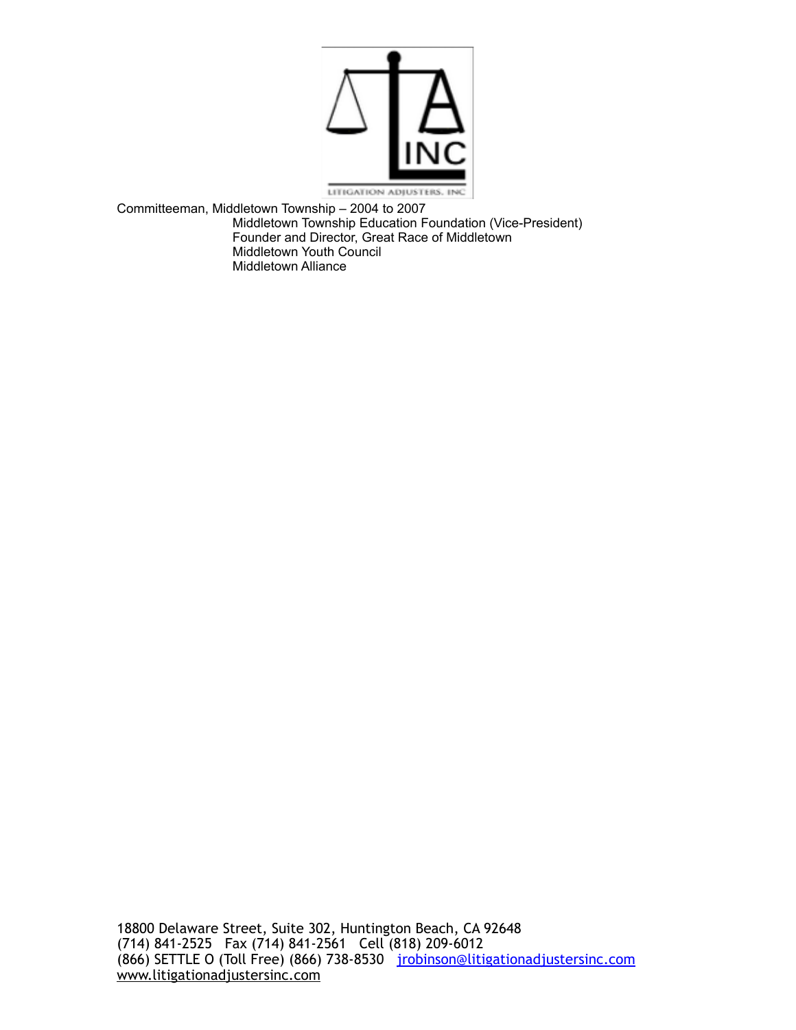Committeeman, Middletown Township – 2004 to 2007

Middletown Township Education Foundation (Vice-President)
Founder and Director, Great Race of Middletown
Middletown Youth Council
Middletown Alliance

18800 Delaware Street, Suite 302, Huntington Beach, CA 92648
(714) 841-2525 Fax (714) 841-2561 Cell (818) 209-6012
(866) SETTLE O (Toll Free) (866) 738-8530 jrobinson@litigationadjustersinc.com
www.litigationadjustersinc.com